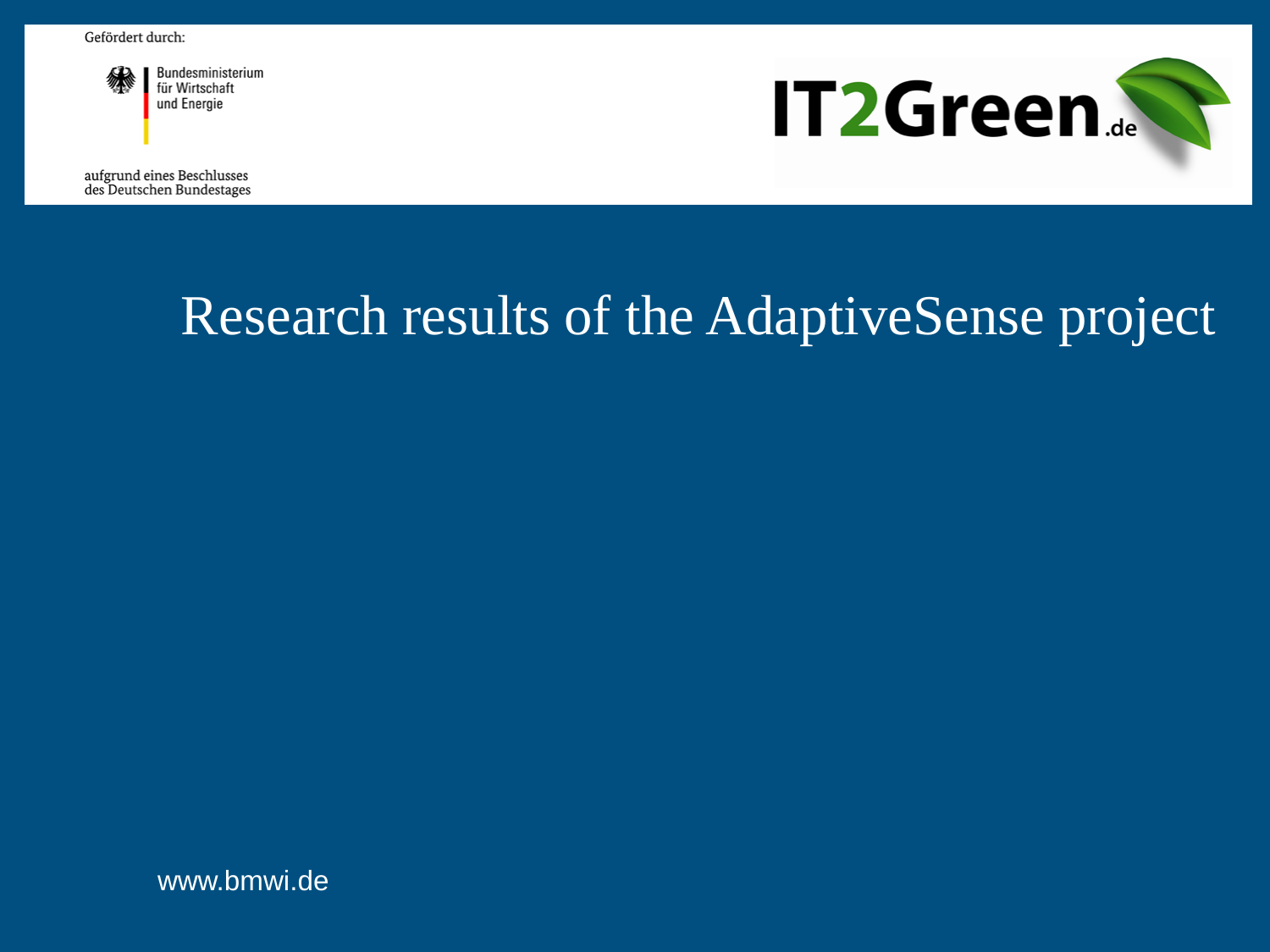Gefördert durch:

Bundesministerium für Wirtschaft und Energie

aufgrund eines Beschlusses des Deutschen Bundestages

IT2Green.de

# Research results of the AdaptiveSense project

www.bmwi.de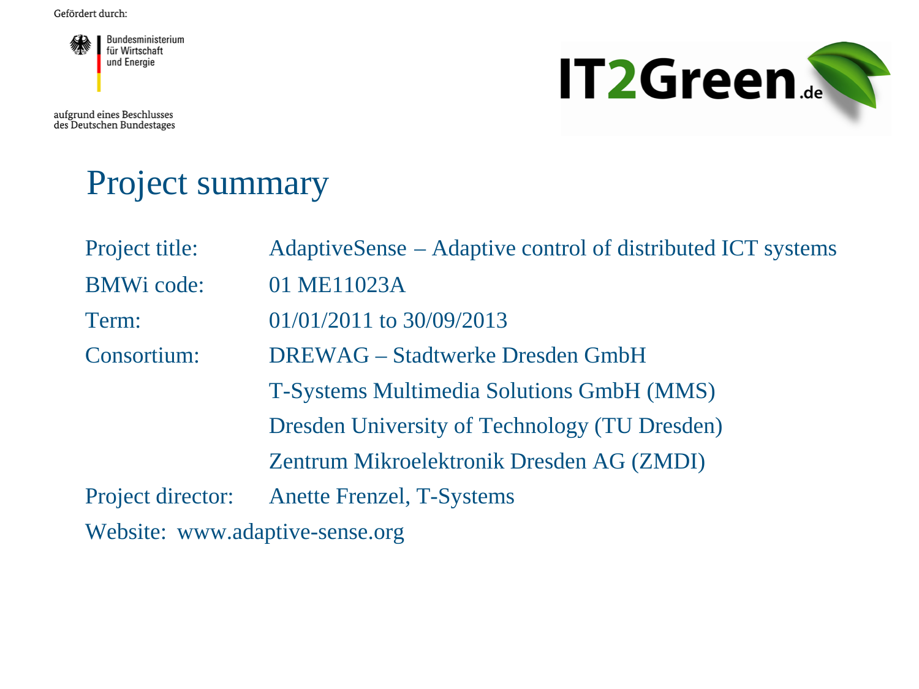Gefördert durch:

Bundesministerium für Wirtschaft und Energie

aufgrund eines Beschlusses des Deutschen Bundestages

IT2Green.de

# Project summary

| | |
|---|---|
| Project title: | AdaptiveSense – Adaptive control of distributed ICT systems |
| BMWi code: | 01 ME11023A |
| Term: | 01/01/2011 to 30/09/2013 |
| Consortium: | DREWAG – Stadtwerke Dresden GmbH |
| | T-Systems Multimedia Solutions GmbH (MMS) |
| | Dresden University of Technology (TU Dresden) |
| | Zentrum Mikroelektronik Dresden AG (ZMDI) |
| Project director: | Anette Frenzel, T-Systems |

Website: www.adaptive-sense.org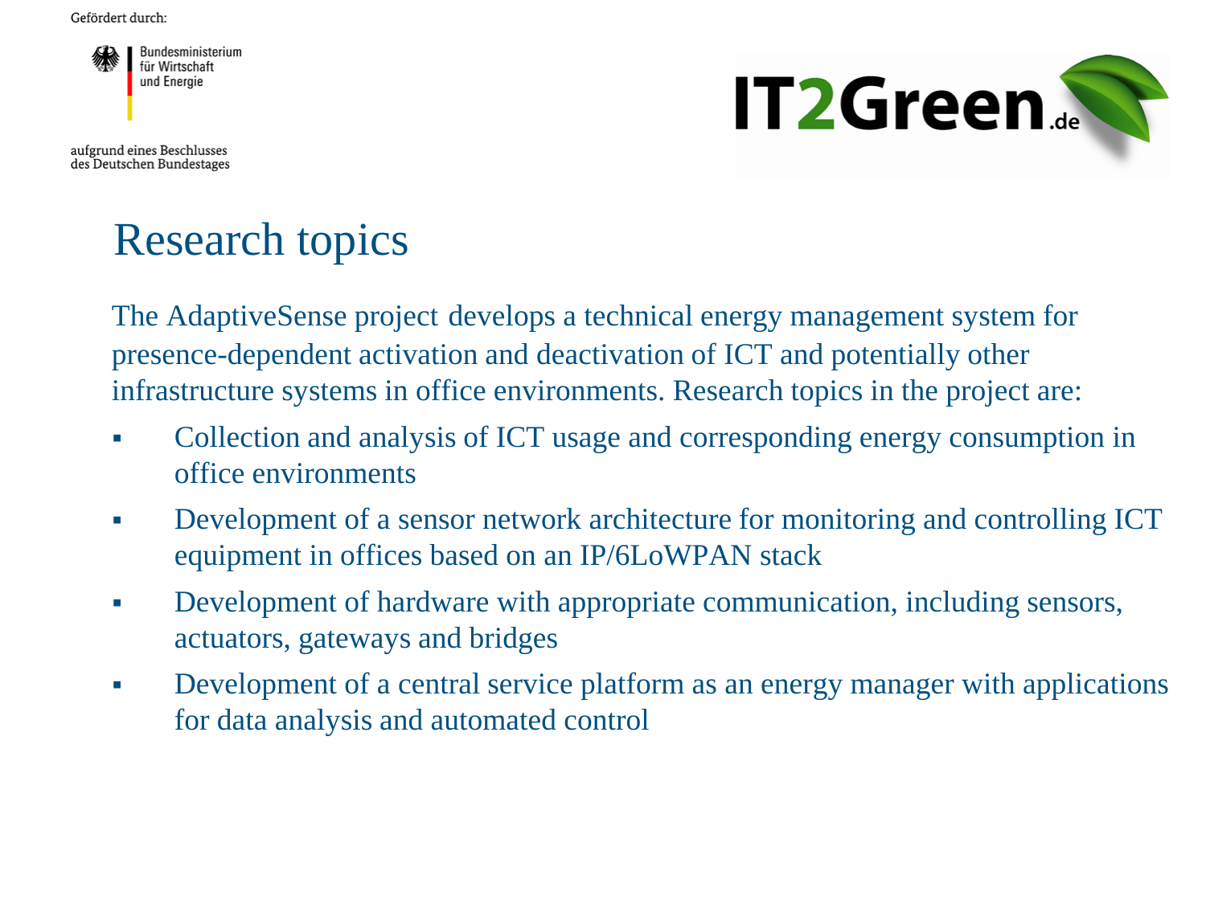Gefördert durch:

Bundesministerium für Wirtschaft und Energie

aufgrund eines Beschlusses des Deutschen Bundestages

IT2Green.de

# Research topics

The AdaptiveSense project develops a technical energy management system for presence-dependent activation and deactivation of ICT and potentially other infrastructure systems in office environments. Research topics in the project are:

- Collection and analysis of ICT usage and corresponding energy consumption in office environments
- Development of a sensor network architecture for monitoring and controlling ICT equipment in offices based on an IP/6LoWPAN stack
- Development of hardware with appropriate communication, including sensors, actuators, gateways and bridges
- Development of a central service platform as an energy manager with applications for data analysis and automated control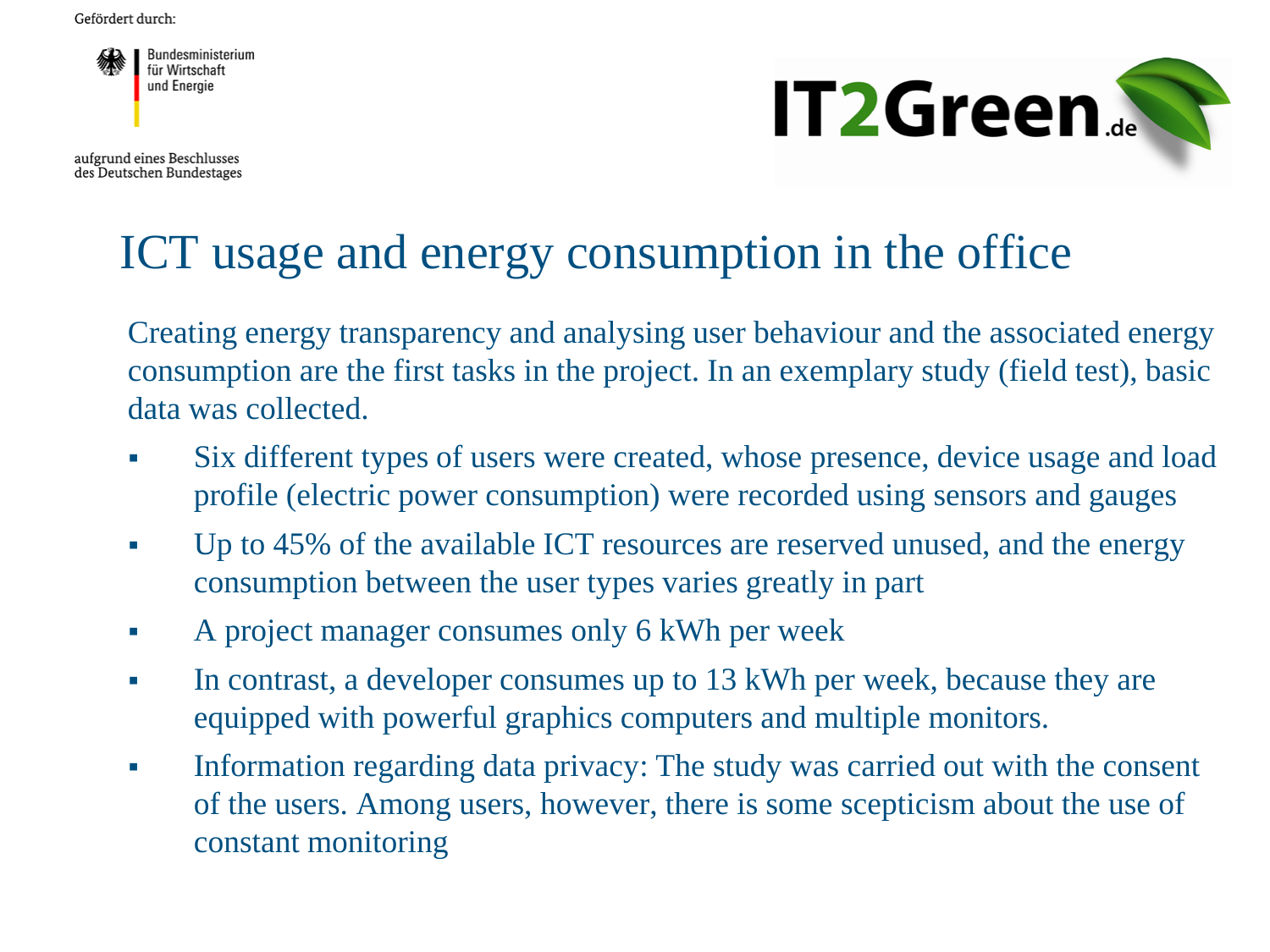# ICT usage and energy consumption in the office

Creating energy transparency and analysing user behaviour and the associated energy consumption are the first tasks in the project. In an exemplary study (field test), basic data was collected.

- Six different types of users were created, whose presence, device usage and load profile (electric power consumption) were recorded using sensors and gauges
- Up to 45% of the available ICT resources are reserved unused, and the energy consumption between the user types varies greatly in part
- A project manager consumes only 6 kWh per week
- In contrast, a developer consumes up to 13 kWh per week, because they are equipped with powerful graphics computers and multiple monitors.
- Information regarding data privacy: The study was carried out with the consent of the users. Among users, however, there is some scepticism about the use of constant monitoring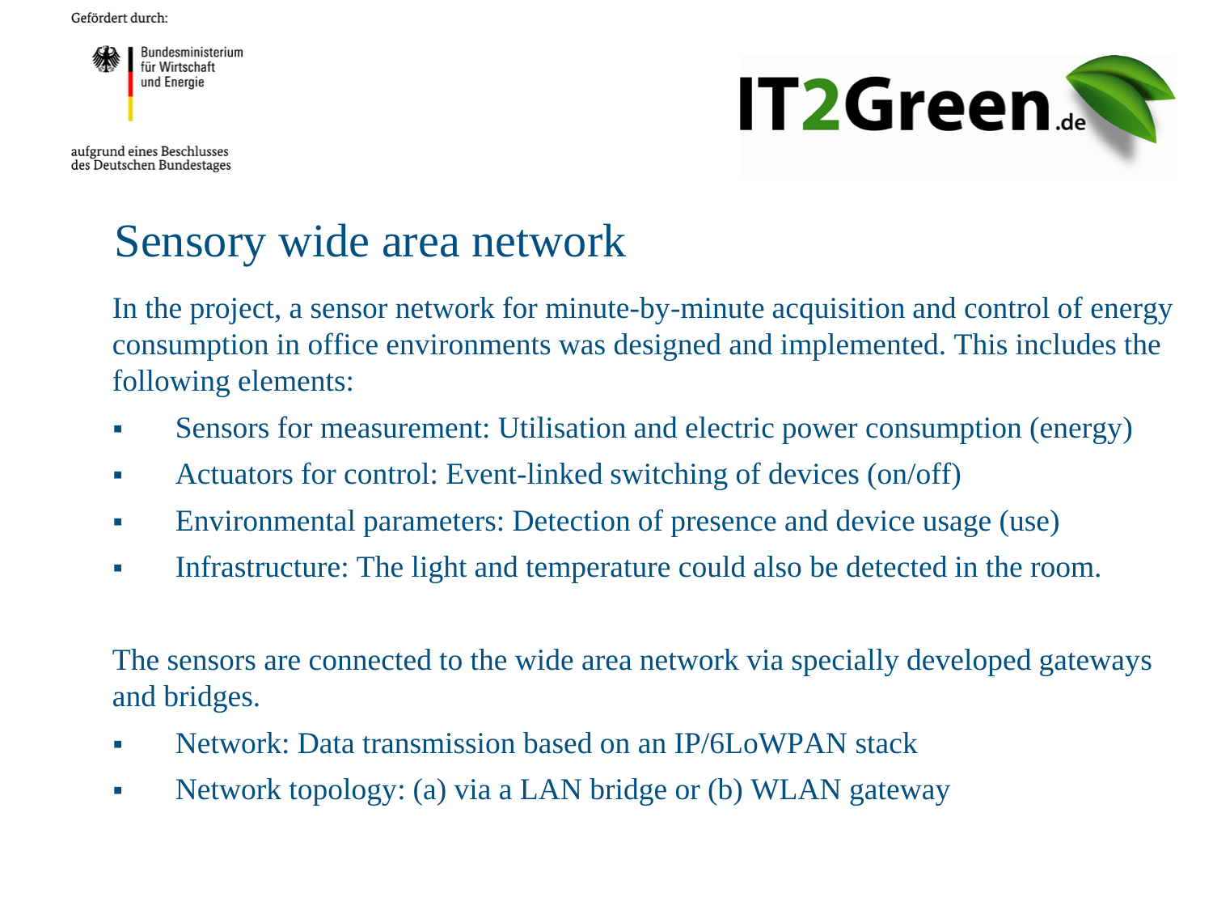Gefördert durch:

Bundesministerium für Wirtschaft und Energie

aufgrund eines Beschlusses des Deutschen Bundestages

IT2Green.de

# Sensory wide area network

In the project, a sensor network for minute-by-minute acquisition and control of energy consumption in office environments was designed and implemented. This includes the following elements:

- Sensors for measurement: Utilisation and electric power consumption (energy)
- Actuators for control: Event-linked switching of devices (on/off)
- Environmental parameters: Detection of presence and device usage (use)
- Infrastructure: The light and temperature could also be detected in the room.

The sensors are connected to the wide area network via specially developed gateways and bridges.

- Network: Data transmission based on an IP/6LoWPAN stack
- Network topology: (a) via a LAN bridge or (b) WLAN gateway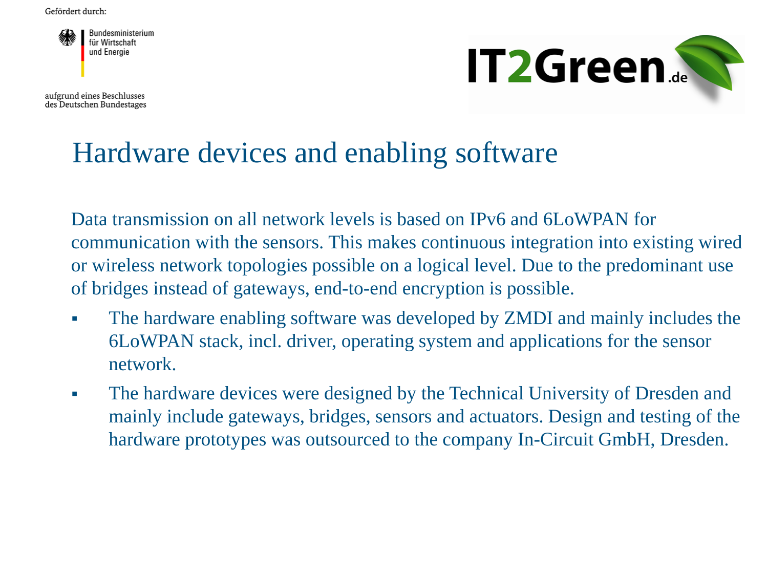# Hardware devices and enabling software

Data transmission on all network levels is based on IPv6 and 6LoWPAN for communication with the sensors. This makes continuous integration into existing wired or wireless network topologies possible on a logical level. Due to the predominant use of bridges instead of gateways, end-to-end encryption is possible.

- The hardware enabling software was developed by ZMDI and mainly includes the 6LoWPAN stack, incl. driver, operating system and applications for the sensor network.
- The hardware devices were designed by the Technical University of Dresden and mainly include gateways, bridges, sensors and actuators. Design and testing of the hardware prototypes was outsourced to the company In-Circuit GmbH, Dresden.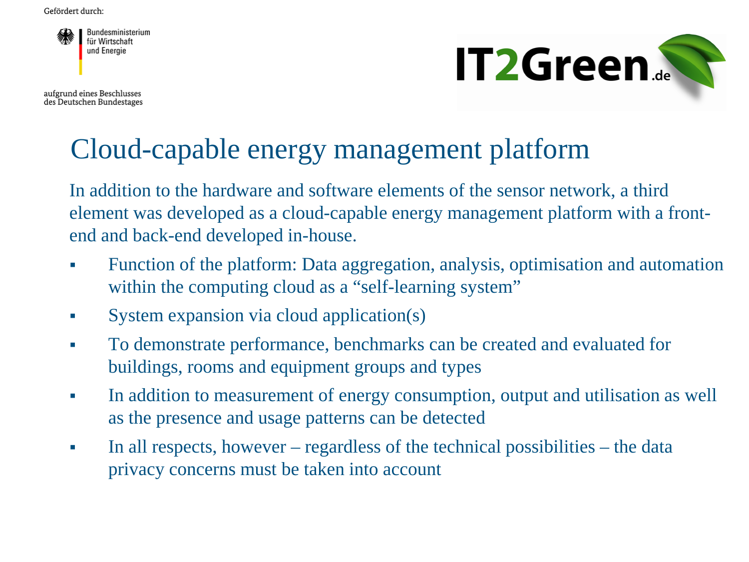Gefördert durch:

Bundesministerium für Wirtschaft und Energie

aufgrund eines Beschlusses des Deutschen Bundestages

IT2Green.de

# Cloud-capable energy management platform

In addition to the hardware and software elements of the sensor network, a third element was developed as a cloud-capable energy management platform with a front-end and back-end developed in-house.

- Function of the platform: Data aggregation, analysis, optimisation and automation within the computing cloud as a “self-learning system”
- System expansion via cloud application(s)
- To demonstrate performance, benchmarks can be created and evaluated for buildings, rooms and equipment groups and types
- In addition to measurement of energy consumption, output and utilisation as well as the presence and usage patterns can be detected
- In all respects, however – regardless of the technical possibilities – the data privacy concerns must be taken into account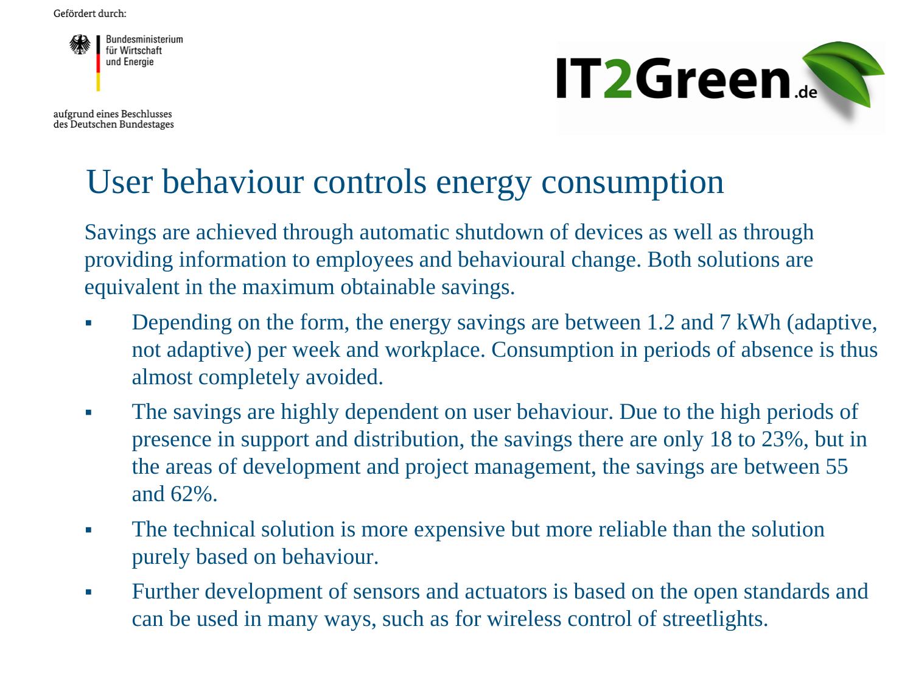Gefördert durch:

Bundesministerium für Wirtschaft und Energie

aufgrund eines Beschlusses des Deutschen Bundestages

IT2Green.de

# User behaviour controls energy consumption

Savings are achieved through automatic shutdown of devices as well as through providing information to employees and behavioural change. Both solutions are equivalent in the maximum obtainable savings.

- Depending on the form, the energy savings are between 1.2 and 7 kWh (adaptive, not adaptive) per week and workplace. Consumption in periods of absence is thus almost completely avoided.
- The savings are highly dependent on user behaviour. Due to the high periods of presence in support and distribution, the savings there are only 18 to 23%, but in the areas of development and project management, the savings are between 55 and 62%.
- The technical solution is more expensive but more reliable than the solution purely based on behaviour.
- Further development of sensors and actuators is based on the open standards and can be used in many ways, such as for wireless control of streetlights.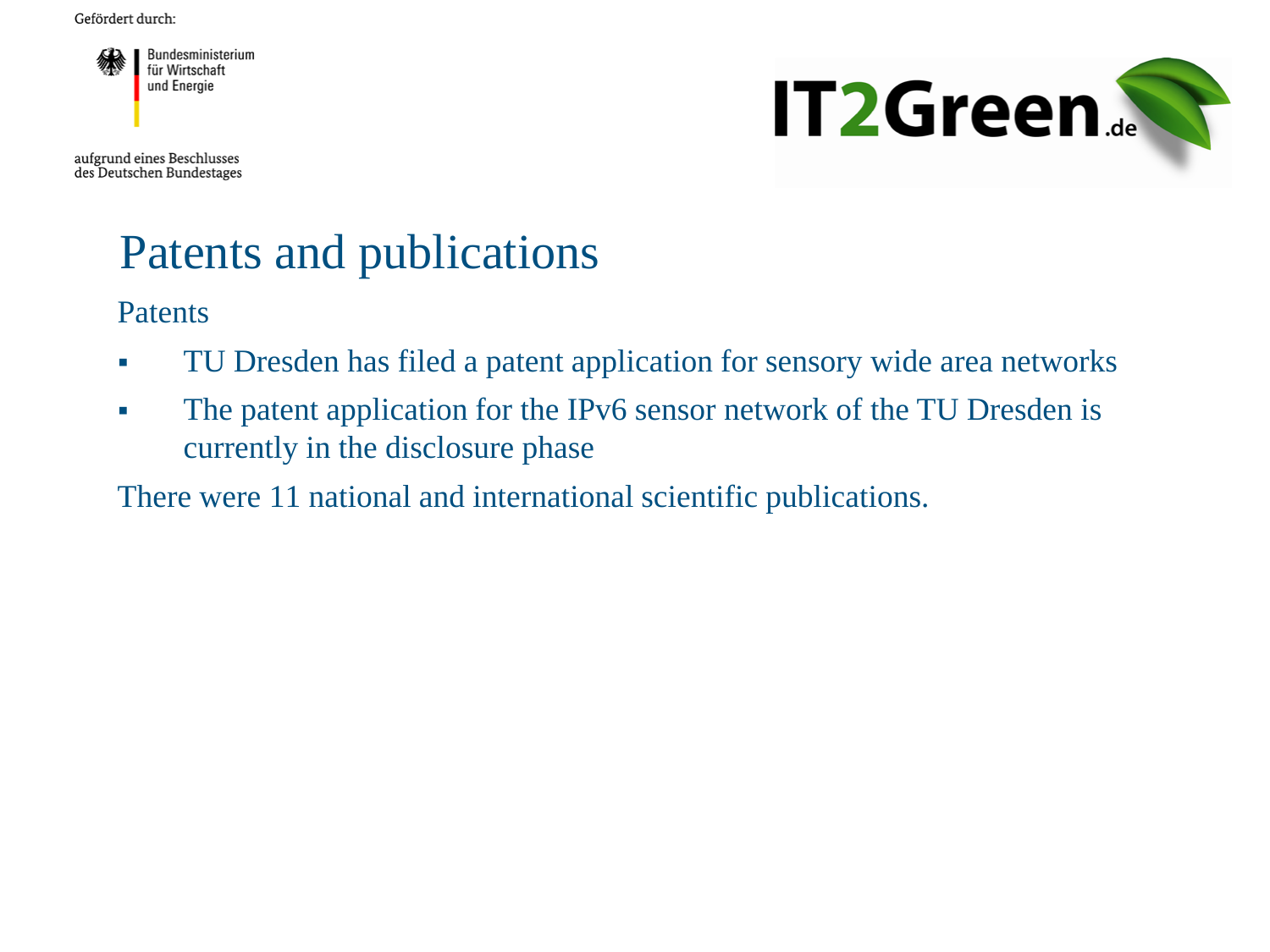Gefördert durch:

Bundesministerium für Wirtschaft und Energie

aufgrund eines Beschlusses des Deutschen Bundestages

IT2Green.de

# Patents and publications

## Patents

- TU Dresden has filed a patent application for sensory wide area networks
- The patent application for the IPv6 sensor network of the TU Dresden is currently in the disclosure phase

There were 11 national and international scientific publications.